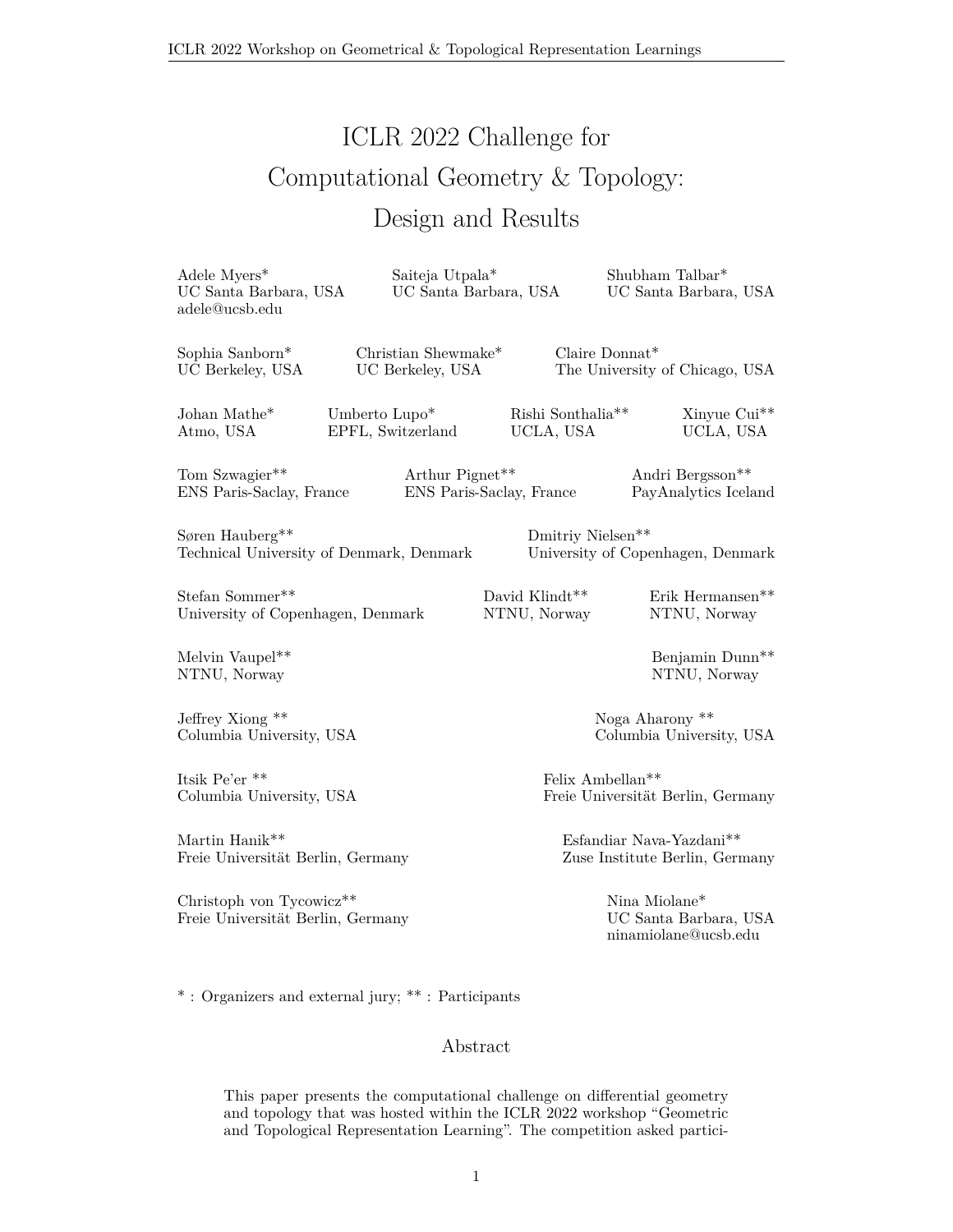# ICLR 2022 Challenge for Computational Geometry & Topology: Design and Results

Adele Myers*
UC Santa Barbara, USA
adele@ucsb.edu

Saiteja Utpala*
UC Santa Barbara, USA

Shubham Talbar*
UC Santa Barbara, USA

Sophia Sanborn*
UC Berkeley, USA

Christian Shewmake*
UC Berkeley, USA

Claire Donnat*
The University of Chicago, USA

Johan Mathe*
Atmo, USA

Umberto Lupo*
EPFL, Switzerland

Rishi Sonthalia**
UCLA, USA

Xinyue Cui**
UCLA, USA

Tom Szwagier**
ENS Paris-Saclay, France

Arthur Pignet**
ENS Paris-Saclay, France

Andri Bergsson**
PayAnalytics Iceland

Søren Hauberg**
Technical University of Denmark, Denmark

Dmitriy Nielsen**
University of Copenhagen, Denmark

Stefan Sommer**
University of Copenhagen, Denmark

David Klindt**
NTNU, Norway

Erik Hermansen**
NTNU, Norway

Melvin Vaupel**
NTNU, Norway

Benjamin Dunn**
NTNU, Norway

Jeffrey Xiong **
Columbia University, USA

Noga Aharony **
Columbia University, USA

Itsik Pe'er **
Columbia University, USA

Felix Ambellan**
Freie Universität Berlin, Germany

Martin Hanik**
Freie Universität Berlin, Germany

Esfandiar Nava-Yazdani**
Zuse Institute Berlin, Germany

Christoph von Tycowicz**
Freie Universität Berlin, Germany

Nina Miolane*
UC Santa Barbara, USA
ninamiolane@ucsb.edu

* : Organizers and external jury; ** : Participants

## Abstract

This paper presents the computational challenge on differential geometry and topology that was hosted within the ICLR 2022 workshop "Geometric and Topological Representation Learning". The competition asked partici-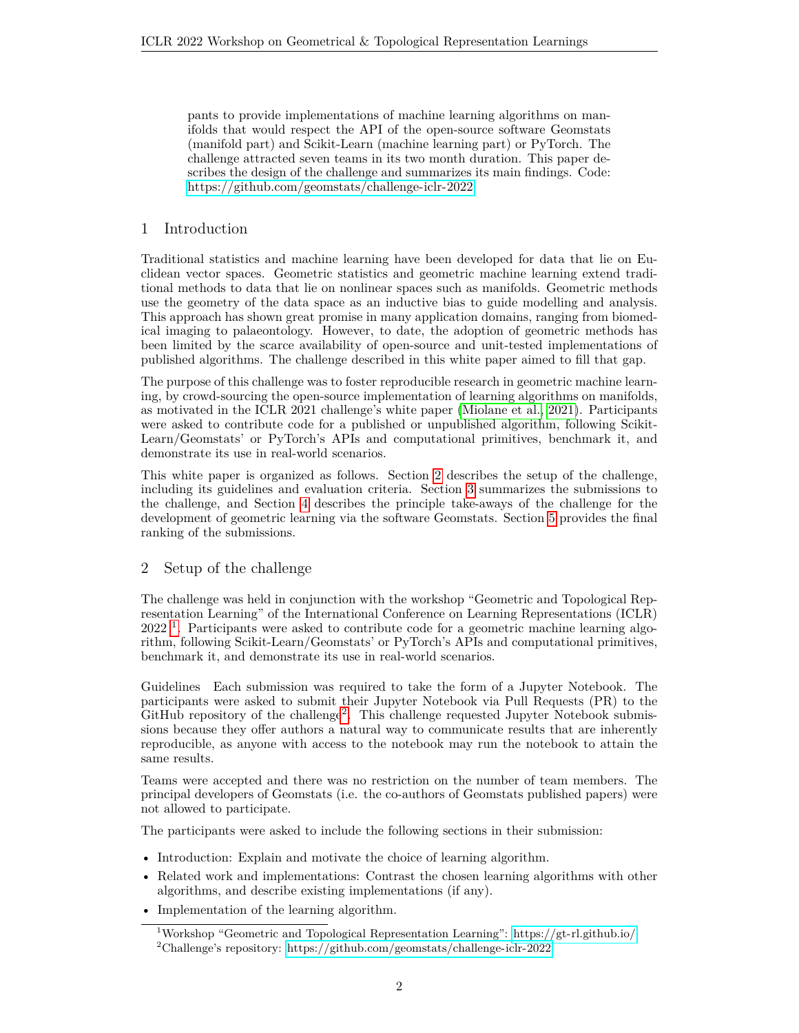pants to provide implementations of machine learning algorithms on manifolds that would respect the API of the open-source software Geomstats (manifold part) and Scikit-Learn (machine learning part) or PyTorch. The challenge attracted seven teams in its two month duration. This paper describes the design of the challenge and summarizes its main findings. Code: https://github.com/geomstats/challenge-iclr-2022

## 1 Introduction

Traditional statistics and machine learning have been developed for data that lie on Euclidean vector spaces. Geometric statistics and geometric machine learning extend traditional methods to data that lie on nonlinear spaces such as manifolds. Geometric methods use the geometry of the data space as an inductive bias to guide modelling and analysis. This approach has shown great promise in many application domains, ranging from biomedical imaging to palaeontology. However, to date, the adoption of geometric methods has been limited by the scarce availability of open-source and unit-tested implementations of published algorithms. The challenge described in this white paper aimed to fill that gap.

The purpose of this challenge was to foster reproducible research in geometric machine learning, by crowd-sourcing the open-source implementation of learning algorithms on manifolds, as motivated in the ICLR 2021 challenge's white paper (Miolane et al., 2021). Participants were asked to contribute code for a published or unpublished algorithm, following Scikit-Learn/Geomstats' or PyTorch's APIs and computational primitives, benchmark it, and demonstrate its use in real-world scenarios.

This white paper is organized as follows. Section 2 describes the setup of the challenge, including its guidelines and evaluation criteria. Section 3 summarizes the submissions to the challenge, and Section 4 describes the principle take-aways of the challenge for the development of geometric learning via the software Geomstats. Section 5 provides the final ranking of the submissions.

## 2 Setup of the challenge

The challenge was held in conjunction with the workshop "Geometric and Topological Representation Learning" of the International Conference on Learning Representations (ICLR) 2022 [1]. Participants were asked to contribute code for a geometric machine learning algorithm, following Scikit-Learn/Geomstats' or PyTorch's APIs and computational primitives, benchmark it, and demonstrate its use in real-world scenarios.

**Guidelines** Each submission was required to take the form of a Jupyter Notebook. The participants were asked to submit their Jupyter Notebook via Pull Requests (PR) to the GitHub repository of the challenge[2]. This challenge requested Jupyter Notebook submissions because they offer authors a natural way to communicate results that are inherently reproducible, as anyone with access to the notebook may run the notebook to attain the same results.

Teams were accepted and there was no restriction on the number of team members. The principal developers of Geomstats (i.e. the co-authors of Geomstats published papers) were not allowed to participate.

The participants were asked to include the following sections in their submission:

- Introduction: Explain and motivate the choice of learning algorithm.
- Related work and implementations: Contrast the chosen learning algorithms with other algorithms, and describe existing implementations (if any).
- Implementation of the learning algorithm.

[1] Workshop "Geometric and Topological Representation Learning": https://gt-rl.github.io/

[2] Challenge's repository: https://github.com/geomstats/challenge-iclr-2022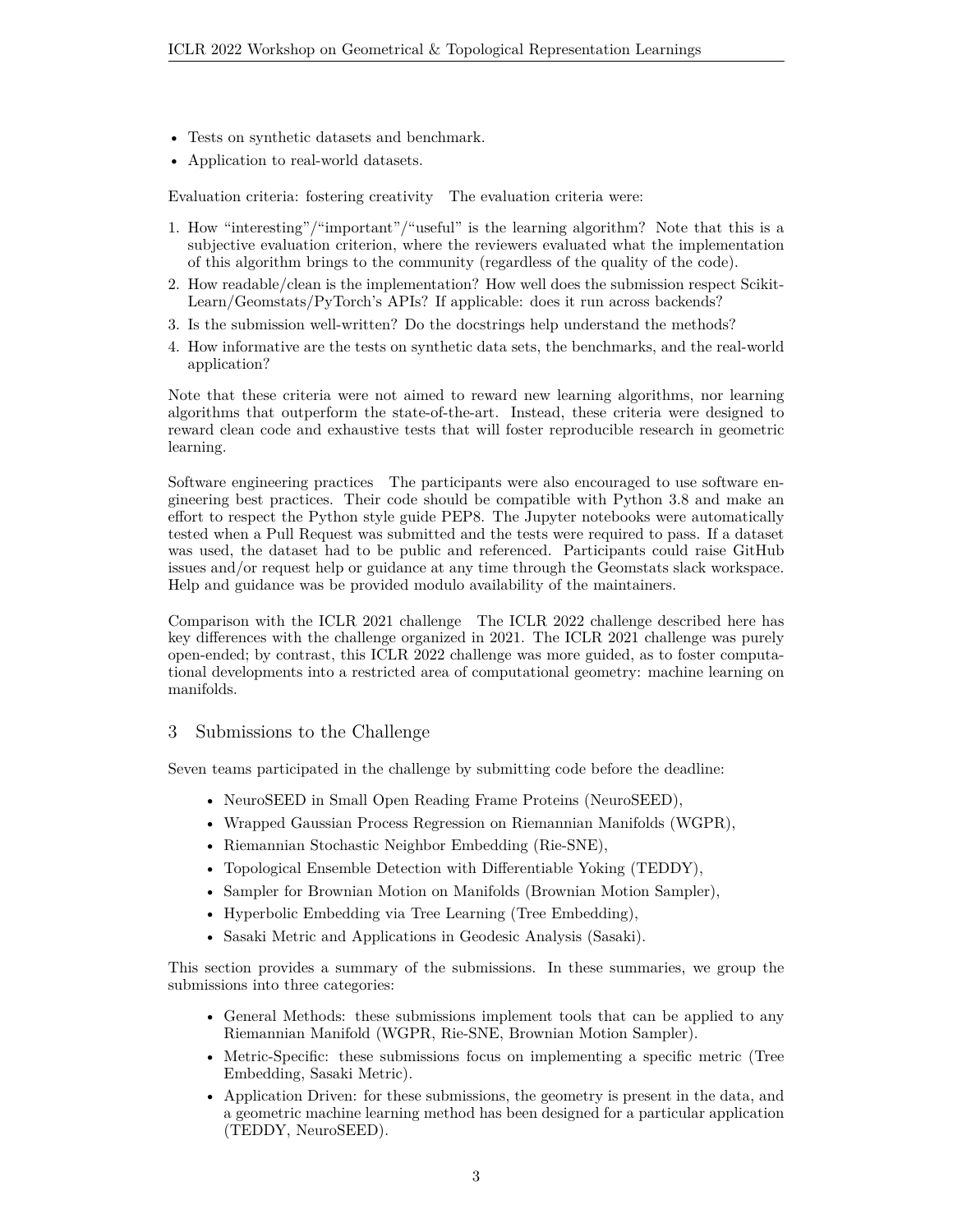- Tests on synthetic datasets and benchmark.
- Application to real-world datasets.

Evaluation criteria: fostering creativity The evaluation criteria were:

1. How "interesting"/"important"/"useful" is the learning algorithm? Note that this is a subjective evaluation criterion, where the reviewers evaluated what the implementation of this algorithm brings to the community (regardless of the quality of the code).
2. How readable/clean is the implementation? How well does the submission respect Scikit-Learn/Geomstats/PyTorch's APIs? If applicable: does it run across backends?
3. Is the submission well-written? Do the docstrings help understand the methods?
4. How informative are the tests on synthetic data sets, the benchmarks, and the real-world application?

Note that these criteria were not aimed to reward new learning algorithms, nor learning algorithms that outperform the state-of-the-art. Instead, these criteria were designed to reward clean code and exhaustive tests that will foster reproducible research in geometric learning.

Software engineering practices The participants were also encouraged to use software engineering best practices. Their code should be compatible with Python 3.8 and make an effort to respect the Python style guide PEP8. The Jupyter notebooks were automatically tested when a Pull Request was submitted and the tests were required to pass. If a dataset was used, the dataset had to be public and referenced. Participants could raise GitHub issues and/or request help or guidance at any time through the Geomstats slack workspace. Help and guidance was be provided modulo availability of the maintainers.

Comparison with the ICLR 2021 challenge The ICLR 2022 challenge described here has key differences with the challenge organized in 2021. The ICLR 2021 challenge was purely open-ended; by contrast, this ICLR 2022 challenge was more guided, as to foster computational developments into a restricted area of computational geometry: machine learning on manifolds.

# 3 Submissions to the Challenge

Seven teams participated in the challenge by submitting code before the deadline:

- NeuroSEED in Small Open Reading Frame Proteins (NeuroSEED),
- Wrapped Gaussian Process Regression on Riemannian Manifolds (WGPR),
- Riemannian Stochastic Neighbor Embedding (Rie-SNE),
- Topological Ensemble Detection with Differentiable Yoking (TEDDY),
- Sampler for Brownian Motion on Manifolds (Brownian Motion Sampler),
- Hyperbolic Embedding via Tree Learning (Tree Embedding),
- Sasaki Metric and Applications in Geodesic Analysis (Sasaki).

This section provides a summary of the submissions. In these summaries, we group the submissions into three categories:

- General Methods: these submissions implement tools that can be applied to any Riemannian Manifold (WGPR, Rie-SNE, Brownian Motion Sampler).
- Metric-Specific: these submissions focus on implementing a specific metric (Tree Embedding, Sasaki Metric).
- Application Driven: for these submissions, the geometry is present in the data, and a geometric machine learning method has been designed for a particular application (TEDDY, NeuroSEED).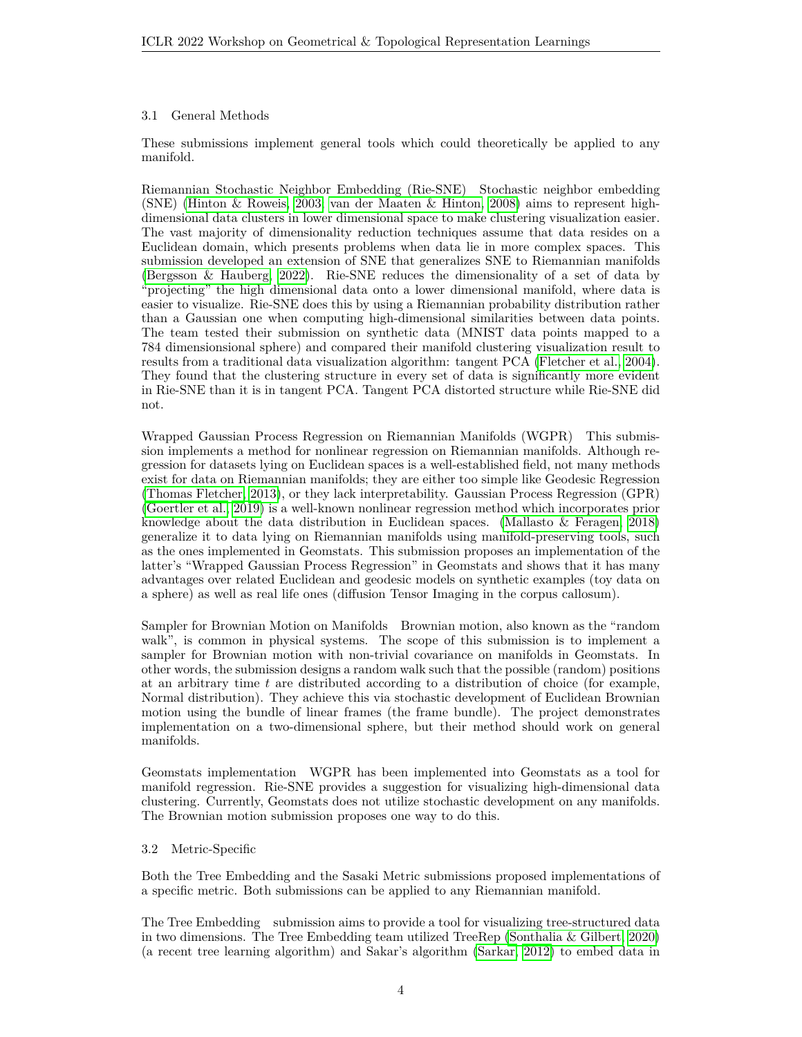### 3.1 General Methods

These submissions implement general tools which could theoretically be applied to any manifold.

**Riemannian Stochastic Neighbor Embedding (Rie-SNE)** Stochastic neighbor embedding (SNE) (Hinton & Roweis, 2003; van der Maaten & Hinton, 2008) aims to represent high-dimensional data clusters in lower dimensional space to make clustering visualization easier. The vast majority of dimensionality reduction techniques assume that data resides on a Euclidean domain, which presents problems when data lie in more complex spaces. This submission developed an extension of SNE that generalizes SNE to Riemannian manifolds (Bergsson & Hauberg, 2022). Rie-SNE reduces the dimensionality of a set of data by "projecting" the high dimensional data onto a lower dimensional manifold, where data is easier to visualize. Rie-SNE does this by using a Riemannian probability distribution rather than a Gaussian one when computing high-dimensional similarities between data points. The team tested their submission on synthetic data (MNIST data points mapped to a 784 dimensionsional sphere) and compared their manifold clustering visualization result to results from a traditional data visualization algorithm: tangent PCA (Fletcher et al., 2004). They found that the clustering structure in every set of data is significantly more evident in Rie-SNE than it is in tangent PCA. Tangent PCA distorted structure while Rie-SNE did not.

**Wrapped Gaussian Process Regression on Riemannian Manifolds (WGPR)** This submission implements a method for nonlinear regression on Riemannian manifolds. Although regression for datasets lying on Euclidean spaces is a well-established field, not many methods exist for data on Riemannian manifolds; they are either too simple like Geodesic Regression (Thomas Fletcher, 2013), or they lack interpretability. Gaussian Process Regression (GPR) (Goertler et al., 2019) is a well-known nonlinear regression method which incorporates prior knowledge about the data distribution in Euclidean spaces. (Mallasto & Feragen, 2018) generalize it to data lying on Riemannian manifolds using manifold-preserving tools, such as the ones implemented in Geomstats. This submission proposes an implementation of the latter's "Wrapped Gaussian Process Regression" in Geomstats and shows that it has many advantages over related Euclidean and geodesic models on synthetic examples (toy data on a sphere) as well as real life ones (diffusion Tensor Imaging in the corpus callosum).

**Sampler for Brownian Motion on Manifolds** Brownian motion, also known as the "random walk", is common in physical systems. The scope of this submission is to implement a sampler for Brownian motion with non-trivial covariance on manifolds in Geomstats. In other words, the submission designs a random walk such that the possible (random) positions at an arbitrary time $t$ are distributed according to a distribution of choice (for example, Normal distribution). They achieve this via stochastic development of Euclidean Brownian motion using the bundle of linear frames (the frame bundle). The project demonstrates implementation on a two-dimensional sphere, but their method should work on general manifolds.

**Geomstats implementation** WGPR has been implemented into Geomstats as a tool for manifold regression. Rie-SNE provides a suggestion for visualizing high-dimensional data clustering. Currently, Geomstats does not utilize stochastic development on any manifolds. The Brownian motion submission proposes one way to do this.

### 3.2 Metric-Specific

Both the Tree Embedding and the Sasaki Metric submissions proposed implementations of a specific metric. Both submissions can be applied to any Riemannian manifold.

**The Tree Embedding** submission aims to provide a tool for visualizing tree-structured data in two dimensions. The Tree Embedding team utilized TreeRep (Sonthalia & Gilbert, 2020) (a recent tree learning algorithm) and Sakar's algorithm (Sarkar, 2012) to embed data in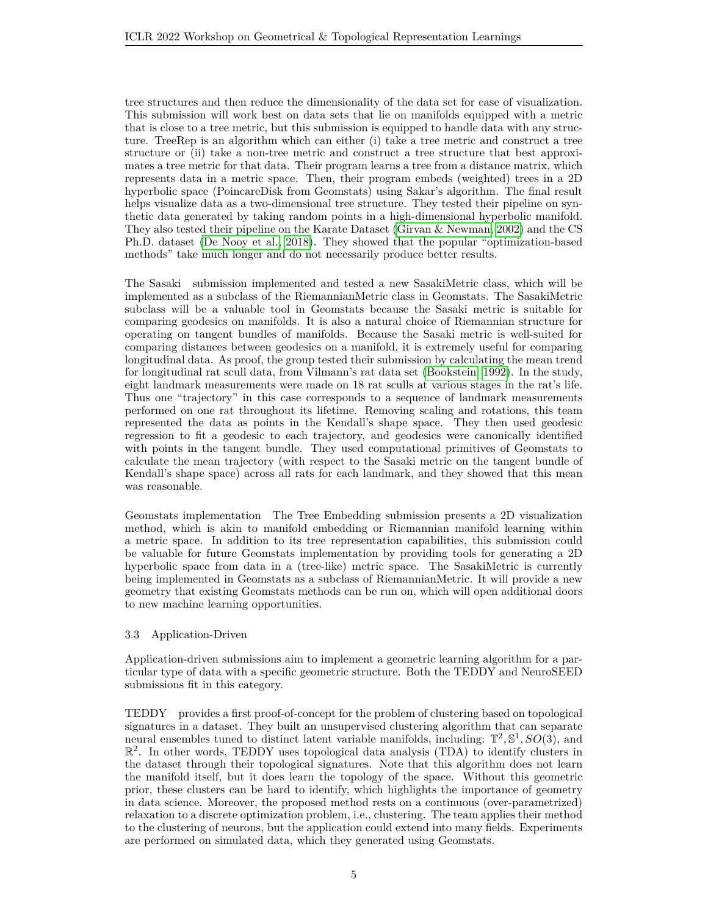tree structures and then reduce the dimensionality of the data set for ease of visualization. This submission will work best on data sets that lie on manifolds equipped with a metric that is close to a tree metric, but this submission is equipped to handle data with any structure. TreeRep is an algorithm which can either (i) take a tree metric and construct a tree structure or (ii) take a non-tree metric and construct a tree structure that best approximates a tree metric for that data. Their program learns a tree from a distance matrix, which represents data in a metric space. Then, their program embeds (weighted) trees in a 2D hyperbolic space (PoincareDisk from Geomstats) using Sakar's algorithm. The final result helps visualize data as a two-dimensional tree structure. They tested their pipeline on synthetic data generated by taking random points in a high-dimensional hyperbolic manifold. They also tested their pipeline on the Karate Dataset (Girvan & Newman, 2002) and the CS Ph.D. dataset (De Nooy et al., 2018). They showed that the popular "optimization-based methods" take much longer and do not necessarily produce better results.

The Sasaki submission implemented and tested a new SasakiMetric class, which will be implemented as a subclass of the RiemannianMetric class in Geomstats. The SasakiMetric subclass will be a valuable tool in Geomstats because the Sasaki metric is suitable for comparing geodesics on manifolds. It is also a natural choice of Riemannian structure for operating on tangent bundles of manifolds. Because the Sasaki metric is well-suited for comparing distances between geodesics on a manifold, it is extremely useful for comparing longitudinal data. As proof, the group tested their submission by calculating the mean trend for longitudinal rat scull data, from Vilmann's rat data set (Bookstein, 1992). In the study, eight landmark measurements were made on 18 rat sculls at various stages in the rat's life. Thus one "trajectory" in this case corresponds to a sequence of landmark measurements performed on one rat throughout its lifetime. Removing scaling and rotations, this team represented the data as points in the Kendall's shape space. They then used geodesic regression to fit a geodesic to each trajectory, and geodesics were canonically identified with points in the tangent bundle. They used computational primitives of Geomstats to calculate the mean trajectory (with respect to the Sasaki metric on the tangent bundle of Kendall's shape space) across all rats for each landmark, and they showed that this mean was reasonable.

Geomstats implementation The Tree Embedding submission presents a 2D visualization method, which is akin to manifold embedding or Riemannian manifold learning within a metric space. In addition to its tree representation capabilities, this submission could be valuable for future Geomstats implementation by providing tools for generating a 2D hyperbolic space from data in a (tree-like) metric space. The SasakiMetric is currently being implemented in Geomstats as a subclass of RiemannianMetric. It will provide a new geometry that existing Geomstats methods can be run on, which will open additional doors to new machine learning opportunities.

### 3.3 Application-Driven

Application-driven submissions aim to implement a geometric learning algorithm for a particular type of data with a specific geometric structure. Both the TEDDY and NeuroSEED submissions fit in this category.

TEDDY provides a first proof-of-concept for the problem of clustering based on topological signatures in a dataset. They built an unsupervised clustering algorithm that can separate neural ensembles tuned to distinct latent variable manifolds, including: $\mathbb{T}^2, \mathbb{S}^1, SO(3)$, and $\mathbb{R}^2$. In other words, TEDDY uses topological data analysis (TDA) to identify clusters in the dataset through their topological signatures. Note that this algorithm does not learn the manifold itself, but it does learn the topology of the space. Without this geometric prior, these clusters can be hard to identify, which highlights the importance of geometry in data science. Moreover, the proposed method rests on a continuous (over-parametrized) relaxation to a discrete optimization problem, i.e., clustering. The team applies their method to the clustering of neurons, but the application could extend into many fields. Experiments are performed on simulated data, which they generated using Geomstats.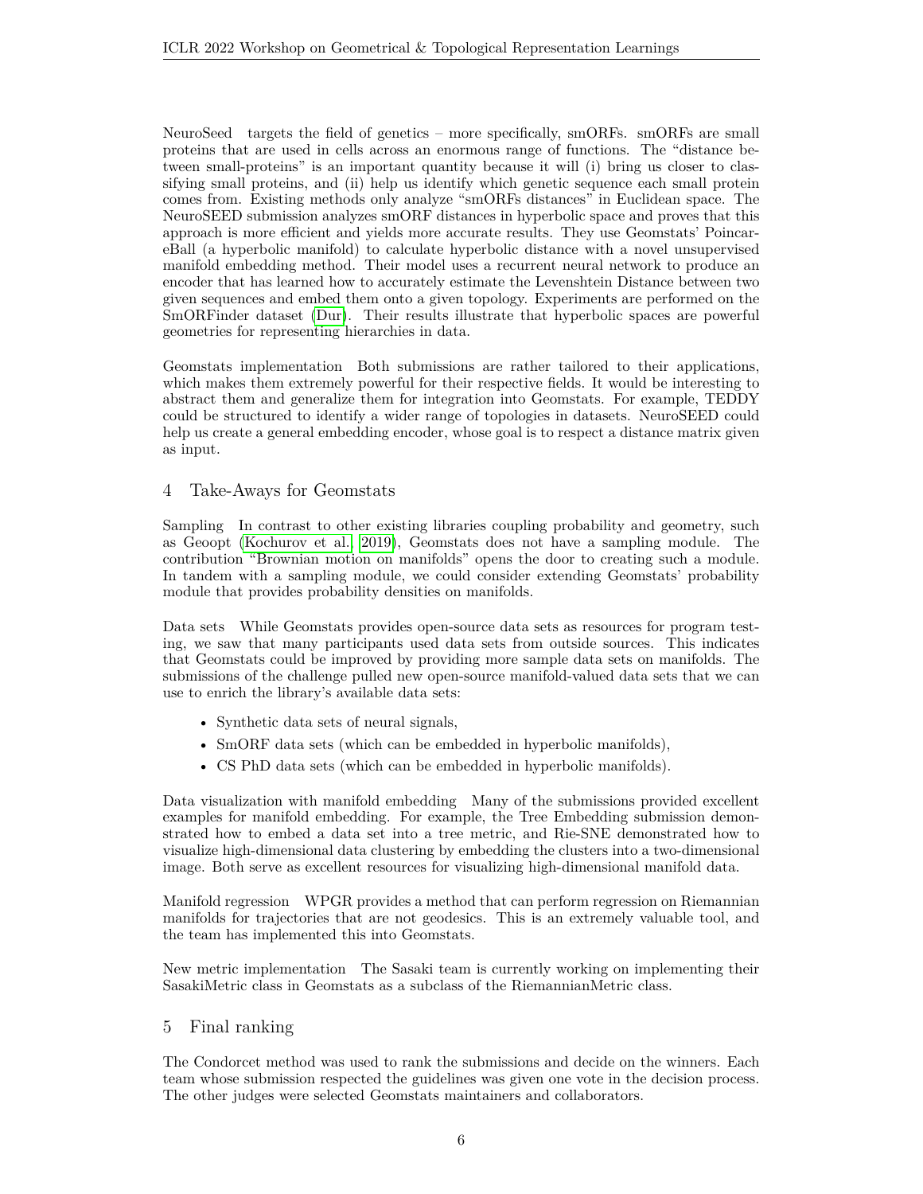**NeuroSeed** targets the field of genetics – more specifically, smORFs. smORFs are small proteins that are used in cells across an enormous range of functions. The "distance between small-proteins" is an important quantity because it will (i) bring us closer to classifying small proteins, and (ii) help us identify which genetic sequence each small protein comes from. Existing methods only analyze "smORFs distances" in Euclidean space. The NeuroSEED submission analyzes smORF distances in hyperbolic space and proves that this approach is more efficient and yields more accurate results. They use Geomstats' PoincareBall (a hyperbolic manifold) to calculate hyperbolic distance with a novel unsupervised manifold embedding method. Their model uses a recurrent neural network to produce an encoder that has learned how to accurately estimate the Levenshtein Distance between two given sequences and embed them onto a given topology. Experiments are performed on the SmORFinder dataset (Dur). Their results illustrate that hyperbolic spaces are powerful geometries for representing hierarchies in data.

**Geomstats implementation** Both submissions are rather tailored to their applications, which makes them extremely powerful for their respective fields. It would be interesting to abstract them and generalize them for integration into Geomstats. For example, TEDDY could be structured to identify a wider range of topologies in datasets. NeuroSEED could help us create a general embedding encoder, whose goal is to respect a distance matrix given as input.

## 4 Take-Aways for Geomstats

**Sampling** In contrast to other existing libraries coupling probability and geometry, such as Geoopt (Kochurov et al., 2019), Geomstats does not have a sampling module. The contribution "Brownian motion on manifolds" opens the door to creating such a module. In tandem with a sampling module, we could consider extending Geomstats' probability module that provides probability densities on manifolds.

**Data sets** While Geomstats provides open-source data sets as resources for program testing, we saw that many participants used data sets from outside sources. This indicates that Geomstats could be improved by providing more sample data sets on manifolds. The submissions of the challenge pulled new open-source manifold-valued data sets that we can use to enrich the library's available data sets:

- Synthetic data sets of neural signals,
- SmORF data sets (which can be embedded in hyperbolic manifolds),
- CS PhD data sets (which can be embedded in hyperbolic manifolds).

**Data visualization with manifold embedding** Many of the submissions provided excellent examples for manifold embedding. For example, the Tree Embedding submission demonstrated how to embed a data set into a tree metric, and Rie-SNE demonstrated how to visualize high-dimensional data clustering by embedding the clusters into a two-dimensional image. Both serve as excellent resources for visualizing high-dimensional manifold data.

**Manifold regression** WPGR provides a method that can perform regression on Riemannian manifolds for trajectories that are not geodesics. This is an extremely valuable tool, and the team has implemented this into Geomstats.

**New metric implementation** The Sasaki team is currently working on implementing their SasakiMetric class in Geomstats as a subclass of the RiemannianMetric class.

## 5 Final ranking

The Condorcet method was used to rank the submissions and decide on the winners. Each team whose submission respected the guidelines was given one vote in the decision process. The other judges were selected Geomstats maintainers and collaborators.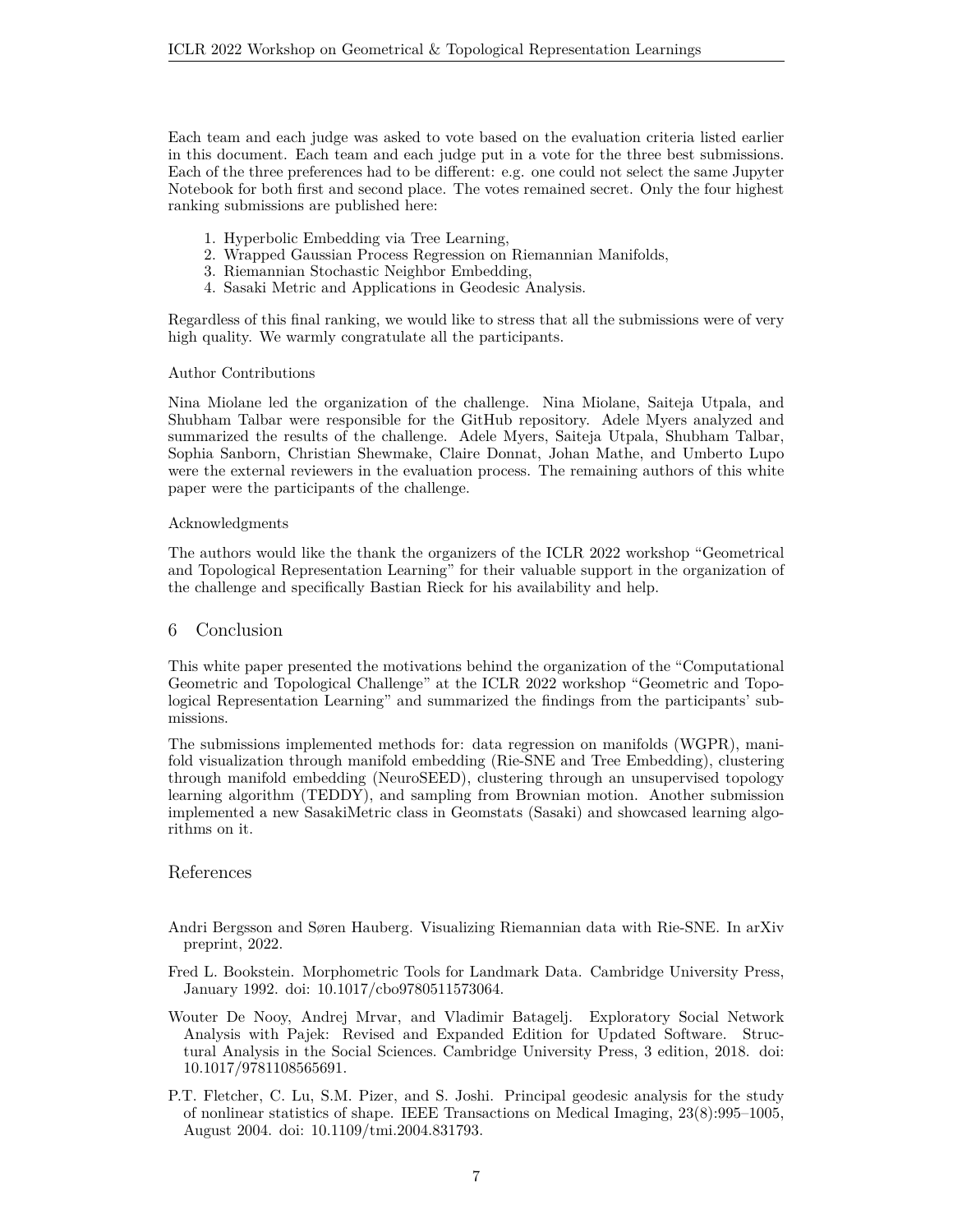Each team and each judge was asked to vote based on the evaluation criteria listed earlier in this document. Each team and each judge put in a vote for the three best submissions. Each of the three preferences had to be different: e.g. one could not select the same Jupyter Notebook for both first and second place. The votes remained secret. Only the four highest ranking submissions are published here:

1. Hyperbolic Embedding via Tree Learning,
2. Wrapped Gaussian Process Regression on Riemannian Manifolds,
3. Riemannian Stochastic Neighbor Embedding,
4. Sasaki Metric and Applications in Geodesic Analysis.

Regardless of this final ranking, we would like to stress that all the submissions were of very high quality. We warmly congratulate all the participants.

Author Contributions

Nina Miolane led the organization of the challenge. Nina Miolane, Saiteja Utpala, and Shubham Talbar were responsible for the GitHub repository. Adele Myers analyzed and summarized the results of the challenge. Adele Myers, Saiteja Utpala, Shubham Talbar, Sophia Sanborn, Christian Shewmake, Claire Donnat, Johan Mathe, and Umberto Lupo were the external reviewers in the evaluation process. The remaining authors of this white paper were the participants of the challenge.

Acknowledgments

The authors would like the thank the organizers of the ICLR 2022 workshop "Geometrical and Topological Representation Learning" for their valuable support in the organization of the challenge and specifically Bastian Rieck for his availability and help.

## 6 Conclusion

This white paper presented the motivations behind the organization of the "Computational Geometric and Topological Challenge" at the ICLR 2022 workshop "Geometric and Topological Representation Learning" and summarized the findings from the participants' submissions.

The submissions implemented methods for: data regression on manifolds (WGPR), manifold visualization through manifold embedding (Rie-SNE and Tree Embedding), clustering through manifold embedding (NeuroSEED), clustering through an unsupervised topology learning algorithm (TEDDY), and sampling from Brownian motion. Another submission implemented a new SasakiMetric class in Geomstats (Sasaki) and showcased learning algorithms on it.

## References

Andri Bergsson and Søren Hauberg. Visualizing Riemannian data with Rie-SNE. In arXiv preprint, 2022.

Fred L. Bookstein. Morphometric Tools for Landmark Data. Cambridge University Press, January 1992. doi: 10.1017/cbo9780511573064.

Wouter De Nooy, Andrej Mrvar, and Vladimir Batagelj. Exploratory Social Network Analysis with Pajek: Revised and Expanded Edition for Updated Software. Structural Analysis in the Social Sciences. Cambridge University Press, 3 edition, 2018. doi: 10.1017/9781108565691.

P.T. Fletcher, C. Lu, S.M. Pizer, and S. Joshi. Principal geodesic analysis for the study of nonlinear statistics of shape. IEEE Transactions on Medical Imaging, 23(8):995–1005, August 2004. doi: 10.1109/tmi.2004.831793.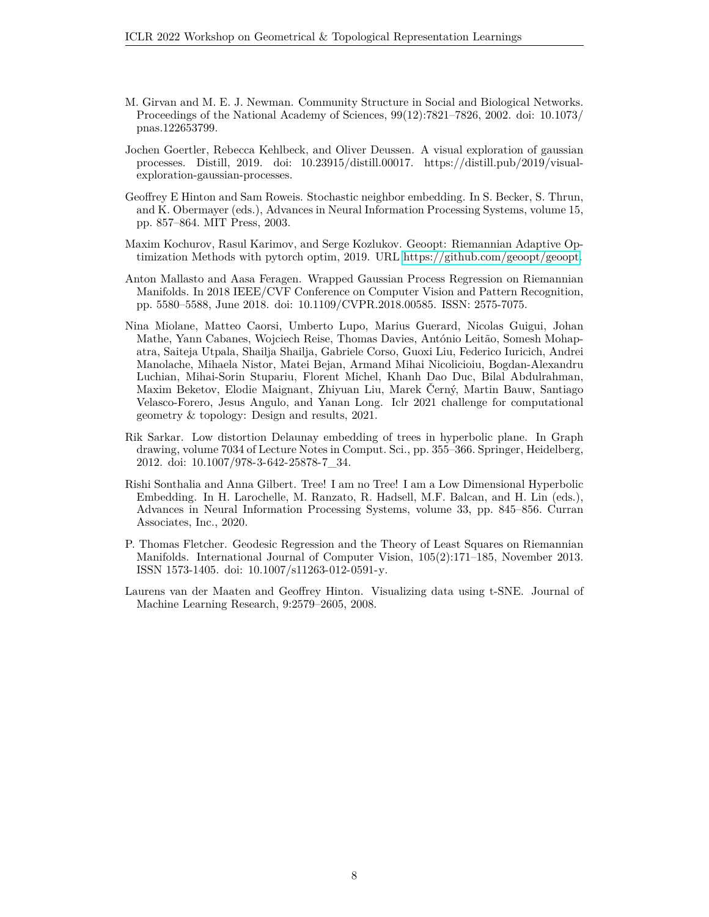M. Girvan and M. E. J. Newman. Community Structure in Social and Biological Networks. Proceedings of the National Academy of Sciences, 99(12):7821–7826, 2002. doi: 10.1073/pnas.122653799.

Jochen Goertler, Rebecca Kehlbeck, and Oliver Deussen. A visual exploration of gaussian processes. Distill, 2019. doi: 10.23915/distill.00017. https://distill.pub/2019/visual-exploration-gaussian-processes.

Geoffrey E Hinton and Sam Roweis. Stochastic neighbor embedding. In S. Becker, S. Thrun, and K. Obermayer (eds.), Advances in Neural Information Processing Systems, volume 15, pp. 857–864. MIT Press, 2003.

Maxim Kochurov, Rasul Karimov, and Serge Kozlukov. Geoopt: Riemannian Adaptive Optimization Methods with pytorch optim, 2019. URL https://github.com/geoopt/geoopt.

Anton Mallasto and Aasa Feragen. Wrapped Gaussian Process Regression on Riemannian Manifolds. In 2018 IEEE/CVF Conference on Computer Vision and Pattern Recognition, pp. 5580–5588, June 2018. doi: 10.1109/CVPR.2018.00585. ISSN: 2575-7075.

Nina Miolane, Matteo Caorsi, Umberto Lupo, Marius Guerard, Nicolas Guigui, Johan Mathe, Yann Cabanes, Wojciech Reise, Thomas Davies, António Leitão, Somesh Mohapatra, Saiteja Utpala, Shailja Shailja, Gabriele Corso, Guoxi Liu, Federico Iuricich, Andrei Manolache, Mihaela Nistor, Matei Bejan, Armand Mihai Nicolicioiu, Bogdan-Alexandru Luchian, Mihai-Sorin Stupariu, Florent Michel, Khanh Dao Duc, Bilal Abdulrahman, Maxim Beketov, Elodie Maignant, Zhiyuan Liu, Marek Černý, Martin Bauw, Santiago Velasco-Forero, Jesus Angulo, and Yanan Long. Iclr 2021 challenge for computational geometry & topology: Design and results, 2021.

Rik Sarkar. Low distortion Delaunay embedding of trees in hyperbolic plane. In Graph drawing, volume 7034 of Lecture Notes in Comput. Sci., pp. 355–366. Springer, Heidelberg, 2012. doi: 10.1007/978-3-642-25878-7_34.

Rishi Sonthalia and Anna Gilbert. Tree! I am no Tree! I am a Low Dimensional Hyperbolic Embedding. In H. Larochelle, M. Ranzato, R. Hadsell, M.F. Balcan, and H. Lin (eds.), Advances in Neural Information Processing Systems, volume 33, pp. 845–856. Curran Associates, Inc., 2020.

P. Thomas Fletcher. Geodesic Regression and the Theory of Least Squares on Riemannian Manifolds. International Journal of Computer Vision, 105(2):171–185, November 2013. ISSN 1573-1405. doi: 10.1007/s11263-012-0591-y.

Laurens van der Maaten and Geoffrey Hinton. Visualizing data using t-SNE. Journal of Machine Learning Research, 9:2579–2605, 2008.